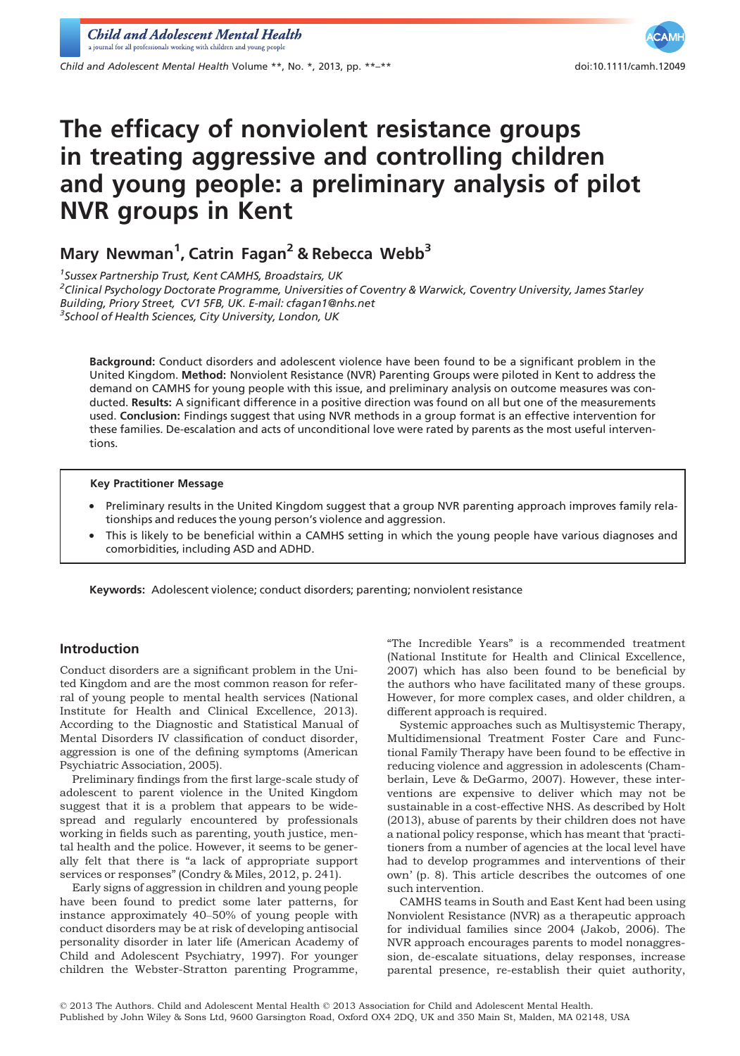# The efficacy of nonviolent resistance groups in treating aggressive and controlling children and young people: a preliminary analysis of pilot NVR groups in Kent

## Mary Newman[1], Catrin Fagan[2] & Rebecca Webb[3]

[1]*Sussex Partnership Trust, Kent CAMHS, Broadstairs, UK*
[2]*Clinical Psychology Doctorate Programme, Universities of Coventry & Warwick, Coventry University, James Starley Building, Priory Street, CV1 5FB, UK. E-mail: cfagan1@nhs.net*
[3]*School of Health Sciences, City University, London, UK*

**Background:** Conduct disorders and adolescent violence have been found to be a significant problem in the United Kingdom. **Method:** Nonviolent Resistance (NVR) Parenting Groups were piloted in Kent to address the demand on CAMHS for young people with this issue, and preliminary analysis on outcome measures was conducted. **Results:** A significant difference in a positive direction was found on all but one of the measurements used. **Conclusion:** Findings suggest that using NVR methods in a group format is an effective intervention for these families. De-escalation and acts of unconditional love were rated by parents as the most useful interventions.

**Key Practitioner Message**

- Preliminary results in the United Kingdom suggest that a group NVR parenting approach improves family relationships and reduces the young person's violence and aggression.
- This is likely to be beneficial within a CAMHS setting in which the young people have various diagnoses and comorbidities, including ASD and ADHD.

**Keywords:** Adolescent violence; conduct disorders; parenting; nonviolent resistance

## Introduction

Conduct disorders are a significant problem in the United Kingdom and are the most common reason for referral of young people to mental health services (National Institute for Health and Clinical Excellence, 2013). According to the Diagnostic and Statistical Manual of Mental Disorders IV classification of conduct disorder, aggression is one of the defining symptoms (American Psychiatric Association, 2005).

Preliminary findings from the first large-scale study of adolescent to parent violence in the United Kingdom suggest that it is a problem that appears to be widespread and regularly encountered by professionals working in fields such as parenting, youth justice, mental health and the police. However, it seems to be generally felt that there is "a lack of appropriate support services or responses" (Condry & Miles, 2012, p. 241).

Early signs of aggression in children and young people have been found to predict some later patterns, for instance approximately 40–50% of young people with conduct disorders may be at risk of developing antisocial personality disorder in later life (American Academy of Child and Adolescent Psychiatry, 1997). For younger children the Webster-Stratton parenting Programme, "The Incredible Years" is a recommended treatment (National Institute for Health and Clinical Excellence, 2007) which has also been found to be beneficial by the authors who have facilitated many of these groups. However, for more complex cases, and older children, a different approach is required.

Systemic approaches such as Multisystemic Therapy, Multidimensional Treatment Foster Care and Functional Family Therapy have been found to be effective in reducing violence and aggression in adolescents (Chamberlain, Leve & DeGarmo, 2007). However, these interventions are expensive to deliver which may not be sustainable in a cost-effective NHS. As described by Holt (2013), abuse of parents by their children does not have a national policy response, which has meant that 'practitioners from a number of agencies at the local level have had to develop programmes and interventions of their own' (p. 8). This article describes the outcomes of one such intervention.

CAMHS teams in South and East Kent had been using Nonviolent Resistance (NVR) as a therapeutic approach for individual families since 2004 (Jakob, 2006). The NVR approach encourages parents to model nonaggression, de-escalate situations, delay responses, increase parental presence, re-establish their quiet authority,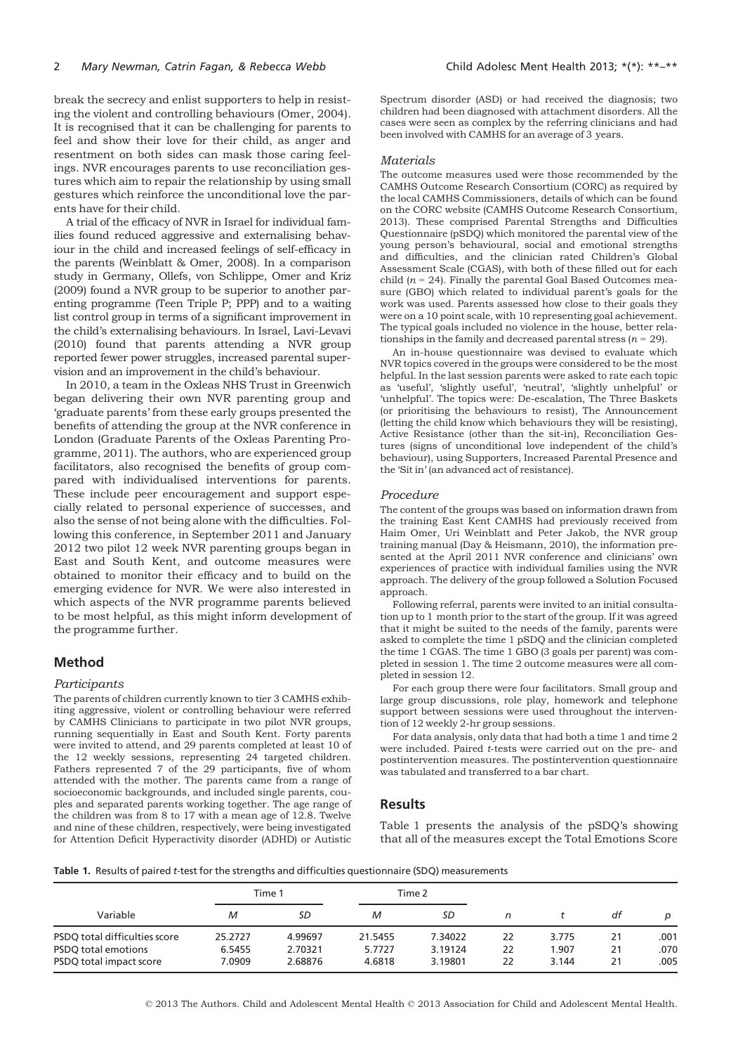break the secrecy and enlist supporters to help in resisting the violent and controlling behaviours (Omer, 2004). It is recognised that it can be challenging for parents to feel and show their love for their child, as anger and resentment on both sides can mask those caring feelings. NVR encourages parents to use reconciliation gestures which aim to repair the relationship by using small gestures which reinforce the unconditional love the parents have for their child.

A trial of the efficacy of NVR in Israel for individual families found reduced aggressive and externalising behaviour in the child and increased feelings of self-efficacy in the parents (Weinblatt & Omer, 2008). In a comparison study in Germany, Ollefs, von Schlippe, Omer and Kriz (2009) found a NVR group to be superior to another parenting programme (Teen Triple P; PPP) and to a waiting list control group in terms of a significant improvement in the child's externalising behaviours. In Israel, Lavi-Levavi (2010) found that parents attending a NVR group reported fewer power struggles, increased parental supervision and an improvement in the child's behaviour.

In 2010, a team in the Oxleas NHS Trust in Greenwich began delivering their own NVR parenting group and 'graduate parents' from these early groups presented the benefits of attending the group at the NVR conference in London (Graduate Parents of the Oxleas Parenting Programme, 2011). The authors, who are experienced group facilitators, also recognised the benefits of group compared with individualised interventions for parents. These include peer encouragement and support especially related to personal experience of successes, and also the sense of not being alone with the difficulties. Following this conference, in September 2011 and January 2012 two pilot 12 week NVR parenting groups began in East and South Kent, and outcome measures were obtained to monitor their efficacy and to build on the emerging evidence for NVR. We were also interested in which aspects of the NVR programme parents believed to be most helpful, as this might inform development of the programme further.

## Method

### *Participants*

The parents of children currently known to tier 3 CAMHS exhibiting aggressive, violent or controlling behaviour were referred by CAMHS Clinicians to participate in two pilot NVR groups, running sequentially in East and South Kent. Forty parents were invited to attend, and 29 parents completed at least 10 of the 12 weekly sessions, representing 24 targeted children. Fathers represented 7 of the 29 participants, five of whom attended with the mother. The parents came from a range of socioeconomic backgrounds, and included single parents, couples and separated parents working together. The age range of the children was from 8 to 17 with a mean age of 12.8. Twelve and nine of these children, respectively, were being investigated for Attention Deficit Hyperactivity disorder (ADHD) or Autistic Spectrum disorder (ASD) or had received the diagnosis; two children had been diagnosed with attachment disorders. All the cases were seen as complex by the referring clinicians and had been involved with CAMHS for an average of 3 years.

### *Materials*

The outcome measures used were those recommended by the CAMHS Outcome Research Consortium (CORC) as required by the local CAMHS Commissioners, details of which can be found on the CORC website (CAMHS Outcome Research Consortium, 2013). These comprised Parental Strengths and Difficulties Questionnaire (pSDQ) which monitored the parental view of the young person's behavioural, social and emotional strengths and difficulties, and the clinician rated Children's Global Assessment Scale (CGAS), with both of these filled out for each child ($n$ = 24). Finally the parental Goal Based Outcomes measure (GBO) which related to individual parent's goals for the work was used. Parents assessed how close to their goals they were on a 10 point scale, with 10 representing goal achievement. The typical goals included no violence in the house, better relationships in the family and decreased parental stress ($n$ = 29).

An in-house questionnaire was devised to evaluate which NVR topics covered in the groups were considered to be the most helpful. In the last session parents were asked to rate each topic as 'useful', 'slightly useful', 'neutral', 'slightly unhelpful' or 'unhelpful'. The topics were: De-escalation, The Three Baskets (or prioritising the behaviours to resist), The Announcement (letting the child know which behaviours they will be resisting), Active Resistance (other than the sit-in), Reconciliation Gestures (signs of unconditional love independent of the child's behaviour), using Supporters, Increased Parental Presence and the 'Sit in' (an advanced act of resistance).

### *Procedure*

The content of the groups was based on information drawn from the training East Kent CAMHS had previously received from Haim Omer, Uri Weinblatt and Peter Jakob, the NVR group training manual (Day & Heismann, 2010), the information presented at the April 2011 NVR conference and clinicians' own experiences of practice with individual families using the NVR approach. The delivery of the group followed a Solution Focused approach.

Following referral, parents were invited to an initial consultation up to 1 month prior to the start of the group. If it was agreed that it might be suited to the needs of the family, parents were asked to complete the time 1 pSDQ and the clinician completed the time 1 CGAS. The time 1 GBO (3 goals per parent) was completed in session 1. The time 2 outcome measures were all completed in session 12.

For each group there were four facilitators. Small group and large group discussions, role play, homework and telephone support between sessions were used throughout the intervention of 12 weekly 2-hr group sessions.

For data analysis, only data that had both a time 1 and time 2 were included. Paired $t$-tests were carried out on the pre- and postintervention measures. The postintervention questionnaire was tabulated and transferred to a bar chart.

## Results

Table 1 presents the analysis of the pSDQ's showing that all of the measures except the Total Emotions Score

**Table 1.** Results of paired $t$-test for the strengths and difficulties questionnaire (SDQ) measurements

| Variable | Time 1 | | Time 2 | | | | | |
|---|---|---|---|---|---|---|---|---|
| | $M$ | $SD$ | $M$ | $SD$ | $n$ | $t$ | $df$ | $p$ |
| PSDQ total difficulties score | 25.2727 | 4.99697 | 21.5455 | 7.34022 | 22 | 3.775 | 21 | .001 |
| PSDQ total emotions | 6.5455 | 2.70321 | 5.7727 | 3.19124 | 22 | 1.907 | 21 | .070 |
| PSDQ total impact score | 7.0909 | 2.68876 | 4.6818 | 3.19801 | 22 | 3.144 | 21 | .005 |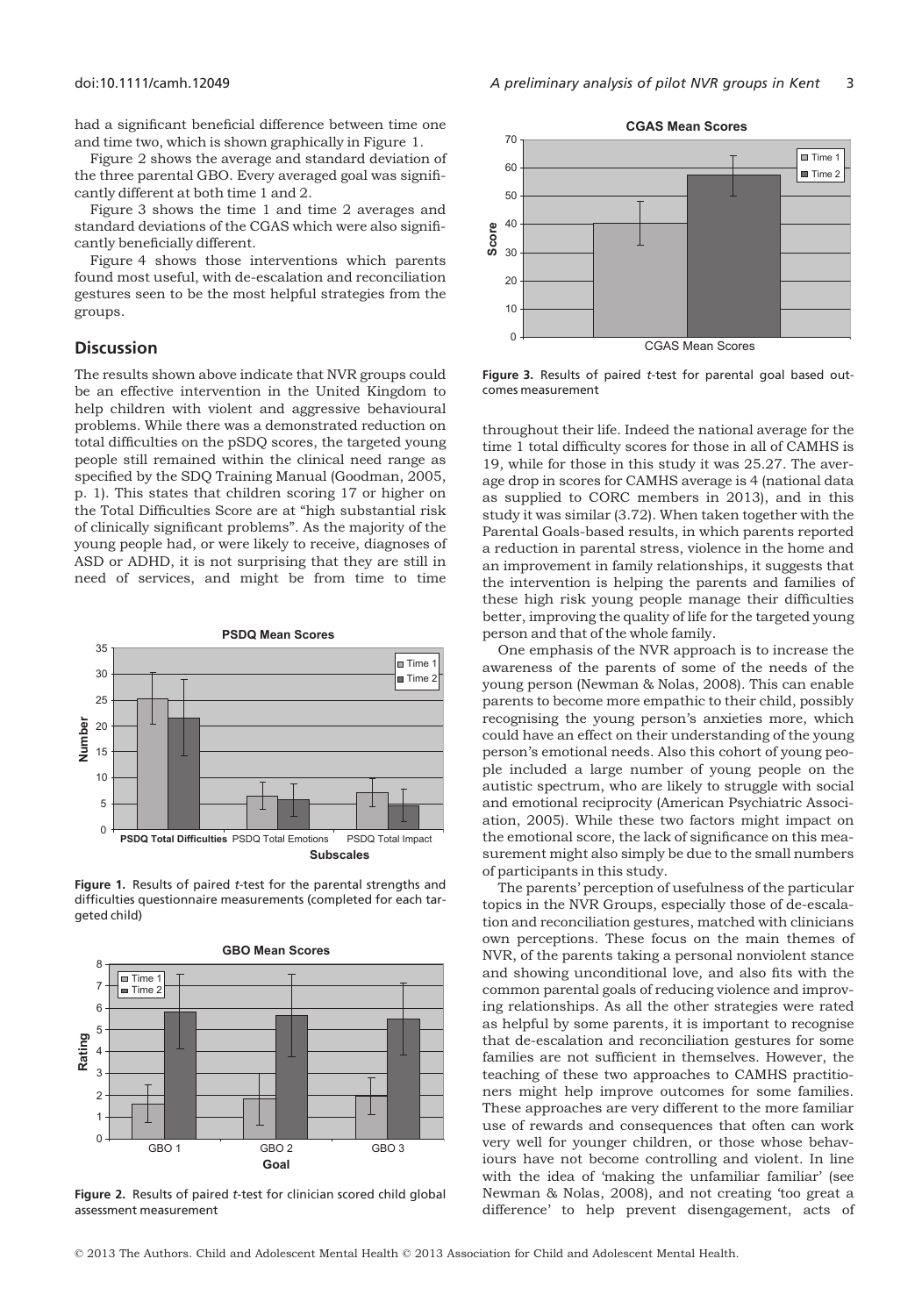had a significant beneficial difference between time one and time two, which is shown graphically in Figure 1.

Figure 2 shows the average and standard deviation of the three parental GBO. Every averaged goal was significantly different at both time 1 and 2.

Figure 3 shows the time 1 and time 2 averages and standard deviations of the CGAS which were also significantly beneficially different.

Figure 4 shows those interventions which parents found most useful, with de-escalation and reconciliation gestures seen to be the most helpful strategies from the groups.

## Discussion

The results shown above indicate that NVR groups could be an effective intervention in the United Kingdom to help children with violent and aggressive behavioural problems. While there was a demonstrated reduction on total difficulties on the pSDQ scores, the targeted young people still remained within the clinical need range as specified by the SDQ Training Manual (Goodman, 2005, p. 1). This states that children scoring 17 or higher on the Total Difficulties Score are at "high substantial risk of clinically significant problems". As the majority of the young people had, or were likely to receive, diagnoses of ASD or ADHD, it is not surprising that they are still in need of services, and might be from time to time throughout their life. Indeed the national average for the time 1 total difficulty scores for those in all of CAMHS is 19, while for those in this study it was 25.27. The average drop in scores for CAMHS average is 4 (national data as supplied to CORC members in 2013), and in this study it was similar (3.72). When taken together with the Parental Goals-based results, in which parents reported a reduction in parental stress, violence in the home and an improvement in family relationships, it suggests that the intervention is helping the parents and families of these high risk young people manage their difficulties better, improving the quality of life for the targeted young person and that of the whole family.

PSDQ Mean Scores

Number

35
30
25
20
15
10
5
0

Time 1
Time 2

PSDQ Total Difficulties
PSDQ Total Emotions
PSDQ Total Impact

Subscales

**Figure 1.** Results of paired *t*-test for the parental strengths and difficulties questionnaire measurements (completed for each targeted child)

GBO Mean Scores

Rating

8
7
6
5
4
3
2
1
0

Time 1
Time 2

GBO 1
GBO 2
GBO 3

Goal

**Figure 2.** Results of paired *t*-test for clinician scored child global assessment measurement

CGAS Mean Scores

Score

70
60
50
40
30
20
10
0

Time 1
Time 2

CGAS Mean Scores

**Figure 3.** Results of paired *t*-test for parental goal based outcomes measurement

One emphasis of the NVR approach is to increase the awareness of the parents of some of the needs of the young person (Newman & Nolas, 2008). This can enable parents to become more empathic to their child, possibly recognising the young person's anxieties more, which could have an effect on their understanding of the young person's emotional needs. Also this cohort of young people included a large number of young people on the autistic spectrum, who are likely to struggle with social and emotional reciprocity (American Psychiatric Association, 2005). While these two factors might impact on the emotional score, the lack of significance on this measurement might also simply be due to the small numbers of participants in this study.

The parents' perception of usefulness of the particular topics in the NVR Groups, especially those of de-escalation and reconciliation gestures, matched with clinicians own perceptions. These focus on the main themes of NVR, of the parents taking a personal nonviolent stance and showing unconditional love, and also fits with the common parental goals of reducing violence and improving relationships. As all the other strategies were rated as helpful by some parents, it is important to recognise that de-escalation and reconciliation gestures for some families are not sufficient in themselves. However, the teaching of these two approaches to CAMHS practitioners might help improve outcomes for some families. These approaches are very different to the more familiar use of rewards and consequences that often can work very well for younger children, or those whose behaviours have not become controlling and violent. In line with the idea of 'making the unfamiliar familiar' (see Newman & Nolas, 2008), and not creating 'too great a difference' to help prevent disengagement, acts of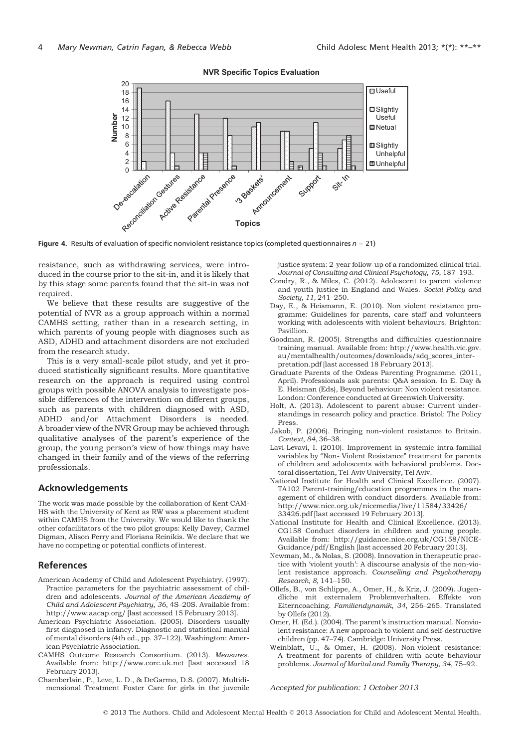NVR Specific Topics Evaluation

Number

20
18
16
14
12
10
8
6
4
2
0

De-escalation
Reconciliation Gestures
Active Resistance
Parental Presence
'3 Baskets'
Announcement
Support
Sit- In

Topics

Useful
Slightly Useful
Netual
Slightly Unhelpful
Unhelpful

**Figure 4.** Results of evaluation of specific nonviolent resistance topics (completed questionnaires $n$ = 21)

resistance, such as withdrawing services, were introduced in the course prior to the sit-in, and it is likely that by this stage some parents found that the sit-in was not required.

We believe that these results are suggestive of the potential of NVR as a group approach within a normal CAMHS setting, rather than in a research setting, in which parents of young people with diagnoses such as ASD, ADHD and attachment disorders are not excluded from the research study.

This is a very small-scale pilot study, and yet it produced statistically significant results. More quantitative research on the approach is required using control groups with possible ANOVA analysis to investigate possible differences of the intervention on different groups, such as parents with children diagnosed with ASD, ADHD and/or Attachment Disorders is needed. A broader view of the NVR Group may be achieved through qualitative analyses of the parent's experience of the group, the young person's view of how things may have changed in their family and of the views of the referring professionals.

## Acknowledgements

The work was made possible by the collaboration of Kent CAMHS with the University of Kent as RW was a placement student within CAMHS from the University. We would like to thank the other cofacilitators of the two pilot groups: Kelly Davey, Carmel Digman, Alison Ferry and Floriana Reinikis. We declare that we have no competing or potential conflicts of interest.

## References

American Academy of Child and Adolescent Psychiatry. (1997). Practice parameters for the psychiatric assessment of children and adolescents. *Journal of the American Academy of Child and Adolescent Psychiatry*, *36*, 4S–20S. Available from: http://www.aacap.org/ [last accessed 15 February 2013].

American Psychiatric Association. (2005). Disorders usually first diagnosed in infancy. Diagnostic and statistical manual of mental disorders (4th ed., pp. 37–122). Washington: American Psychiatric Association.

CAMHS Outcome Research Consortium. (2013). *Measures*. Available from: http://www.corc.uk.net [last accessed 18 February 2013].

Chamberlain, P., Leve, L. D., & DeGarmo, D.S. (2007). Multidimensional Treatment Foster Care for girls in the juvenile justice system: 2-year follow-up of a randomized clinical trial. *Journal of Consulting and Clinical Psychology*, *75*, 187–193.

Condry, R., & Miles, C. (2012). Adolescent to parent violence and youth justice in England and Wales. *Social Policy and Society*, *11*, 241–250.

Day, E., & Heismann, E. (2010). Non violent resistance programme: Guidelines for parents, care staff and volunteers working with adolescents with violent behaviours. Brighton: Pavillion.

Goodman, R. (2005). Strengths and difficulties questionnaire training manual. Available from: http://www.health.vic.gov.au/mentalhealth/outcomes/downloads/sdq_scores_interpretation.pdf [last accessed 18 February 2013].

Graduate Parents of the Oxleas Parenting Programme. (2011, April). Professionals ask parents: Q&A session. In E. Day & E. Heisman (Eds), Beyond behaviour: Non violent resistance. London: Conference conducted at Greenwich University.

Holt, A. (2013). Adolescent to parent abuse: Current understandings in research policy and practice. Bristol: The Policy Press.

Jakob, P. (2006). Bringing non-violent resistance to Britain. *Context*, *84*, 36–38.

Lavi-Levavi, I. (2010). Improvement in systemic intra-familial variables by "Non- Violent Resistance" treatment for parents of children and adolescents with behavioral problems. Doctoral dissertation, Tel-Aviv University, Tel Aviv.

National Institute for Health and Clinical Excellence. (2007). TA102 Parent-training/education programmes in the management of children with conduct disorders. Available from: http://www.nice.org.uk/nicemedia/live/11584/33426/33426.pdf [last accessed 19 February 2013].

National Institute for Health and Clinical Excellence. (2013). CG158 Conduct disorders in children and young people. Available from: http://guidance.nice.org.uk/CG158/NICE-Guidance/pdf/English [last accessed 20 February 2013].

Newman, M., & Nolas, S. (2008). Innovation in therapeutic practice with 'violent youth': A discourse analysis of the non-violent resistance approach. *Counselling and Psychotherapy Research*, *8*, 141–150.

Ollefs, B., von Schlippe, A., Omer, H., & Kriz, J. (2009). Jugendliche mit externalem Problemverhalten. Effekte von Elterncoaching. *Familiendynamik*, *34*, 256–265. Translated by Ollefs (2012).

Omer, H. (Ed.). (2004). The parent's instruction manual. Nonviolent resistance: A new approach to violent and self-destructive children (pp. 47–74). Cambridge: University Press.

Weinblatt, U., & Omer, H. (2008). Non-violent resistance: A treatment for parents of children with acute behaviour problems. *Journal of Marital and Family Therapy*, *34*, 75–92.

*Accepted for publication: 1 October 2013*